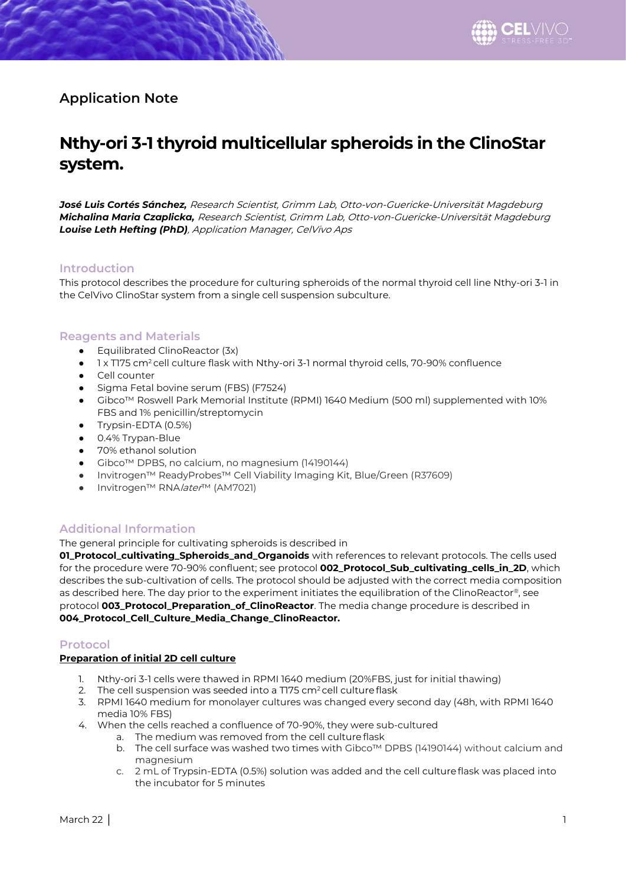## Application Note

# Nthy-ori 3-1 thyroid multicellular spheroids in the ClinoStar system.

***José Luis Cortés Sánchez,*** *Research Scientist, Grimm Lab, Otto-von-Guericke-Universität Magdeburg*
***Michalina Maria Czaplicka,*** *Research Scientist, Grimm Lab, Otto-von-Guericke-Universität Magdeburg*
***Louise Leth Hefting (PhD)****, Application Manager, CelVivo Aps*

### Introduction

This protocol describes the procedure for culturing spheroids of the normal thyroid cell line Nthy-ori 3-1 in the CelVivo ClinoStar system from a single cell suspension subculture.

### Reagents and Materials

- Equilibrated ClinoReactor (3x)
- 1 x T175 $cm^2$ cell culture flask with Nthy-ori 3-1 normal thyroid cells, 70-90% confluence
- Cell counter
- Sigma Fetal bovine serum (FBS) (F7524)
- Gibco™ Roswell Park Memorial Institute (RPMI) 1640 Medium (500 ml) supplemented with 10% FBS and 1% penicillin/streptomycin
- Trypsin-EDTA (0.5%)
- 0.4% Trypan-Blue
- 70% ethanol solution
- Gibco™ DPBS, no calcium, no magnesium (14190144)
- Invitrogen™ ReadyProbes™ Cell Viability Imaging Kit, Blue/Green (R37609)
- Invitrogen™ RNA*later*™ (AM7021)

### Additional Information

The general principle for cultivating spheroids is described in **01_Protocol_cultivating_Spheroids_and_Organoids** with references to relevant protocols. The cells used for the procedure were 70-90% confluent; see protocol **002_Protocol_Sub_cultivating_cells_in_2D**, which describes the sub-cultivation of cells. The protocol should be adjusted with the correct media composition as described here. The day prior to the experiment initiates the equilibration of the ClinoReactor®, see protocol **003_Protocol_Preparation_of_ClinoReactor**. The media change procedure is described in **004_Protocol_Cell_Culture_Media_Change_ClinoReactor.**

### Protocol

**Preparation of initial 2D cell culture**

1. Nthy-ori 3-1 cells were thawed in RPMI 1640 medium (20%FBS, just for initial thawing)
2. The cell suspension was seeded into a T175 $cm^2$ cell culture flask
3. RPMI 1640 medium for monolayer cultures was changed every second day (48h, with RPMI 1640 media 10% FBS)
4. When the cells reached a confluence of 70-90%, they were sub-cultured
   a. The medium was removed from the cell culture flask
   b. The cell surface was washed two times with Gibco™ DPBS (14190144) without calcium and magnesium
   c. 2 mL of Trypsin-EDTA (0.5%) solution was added and the cell culture flask was placed into the incubator for 5 minutes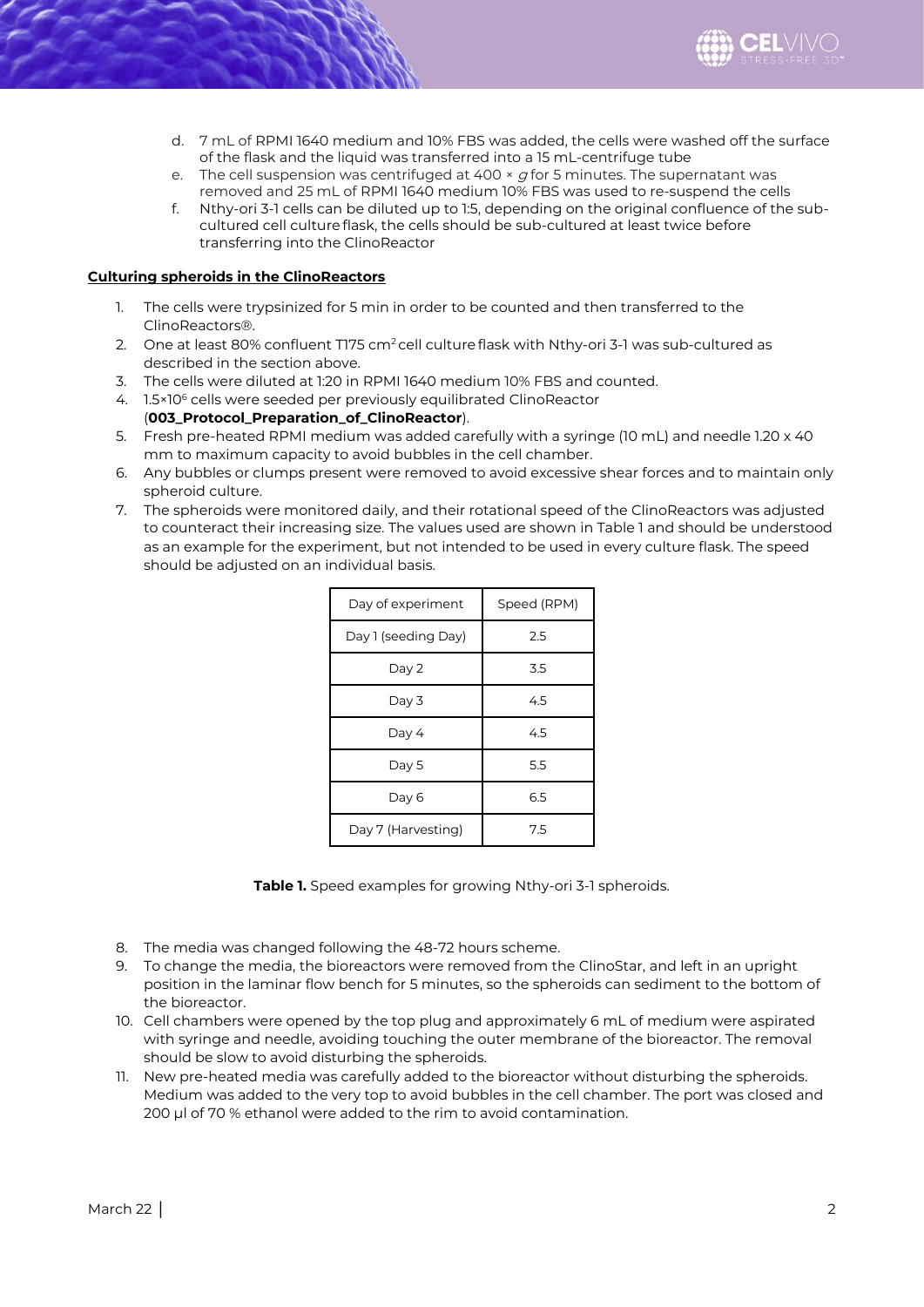d. 7 mL of RPMI 1640 medium and 10% FBS was added, the cells were washed off the surface of the flask and the liquid was transferred into a 15 mL-centrifuge tube
e. The cell suspension was centrifuged at 400 × *g* for 5 minutes. The supernatant was removed and 25 mL of RPMI 1640 medium 10% FBS was used to re-suspend the cells
f. Nthy-ori 3-1 cells can be diluted up to 1:5, depending on the original confluence of the sub-cultured cell culture flask, the cells should be sub-cultured at least twice before transferring into the ClinoReactor

**Culturing spheroids in the ClinoReactors**

1. The cells were trypsinized for 5 min in order to be counted and then transferred to the ClinoReactors®.
2. One at least 80% confluent T175 $cm^2$ cell culture flask with Nthy-ori 3-1 was sub-cultured as described in the section above.
3. The cells were diluted at 1:20 in RPMI 1640 medium 10% FBS and counted.
4. $1.5 \times 10^6$ cells were seeded per previously equilibrated ClinoReactor (**003_Protocol_Preparation_of_ClinoReactor**).
5. Fresh pre-heated RPMI medium was added carefully with a syringe (10 mL) and needle 1.20 x 40 mm to maximum capacity to avoid bubbles in the cell chamber.
6. Any bubbles or clumps present were removed to avoid excessive shear forces and to maintain only spheroid culture.
7. The spheroids were monitored daily, and their rotational speed of the ClinoReactors was adjusted to counteract their increasing size. The values used are shown in Table 1 and should be understood as an example for the experiment, but not intended to be used in every culture flask. The speed should be adjusted on an individual basis.

| Day of experiment | Speed (RPM) |
|---|---|
| Day 1 (seeding Day) | 2.5 |
| Day 2 | 3.5 |
| Day 3 | 4.5 |
| Day 4 | 4.5 |
| Day 5 | 5.5 |
| Day 6 | 6.5 |
| Day 7 (Harvesting) | 7.5 |

**Table 1.** Speed examples for growing Nthy-ori 3-1 spheroids.

8. The media was changed following the 48-72 hours scheme.
9. To change the media, the bioreactors were removed from the ClinoStar, and left in an upright position in the laminar flow bench for 5 minutes, so the spheroids can sediment to the bottom of the bioreactor.
10. Cell chambers were opened by the top plug and approximately 6 mL of medium were aspirated with syringe and needle, avoiding touching the outer membrane of the bioreactor. The removal should be slow to avoid disturbing the spheroids.
11. New pre-heated media was carefully added to the bioreactor without disturbing the spheroids. Medium was added to the very top to avoid bubbles in the cell chamber. The port was closed and 200 µl of 70 % ethanol were added to the rim to avoid contamination.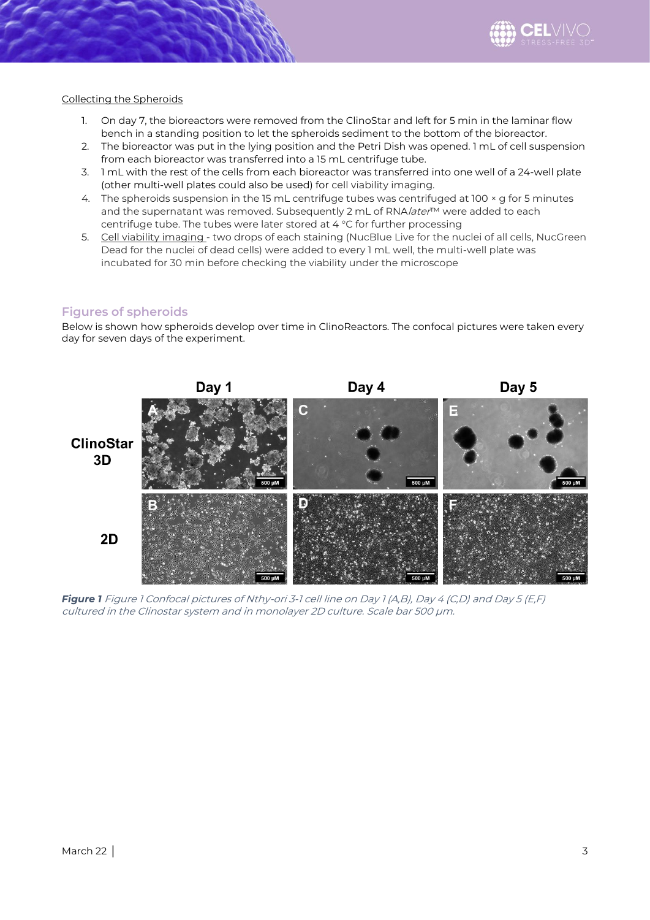Collecting the Spheroids

1. On day 7, the bioreactors were removed from the ClinoStar and left for 5 min in the laminar flow bench in a standing position to let the spheroids sediment to the bottom of the bioreactor.
2. The bioreactor was put in the lying position and the Petri Dish was opened. 1 mL of cell suspension from each bioreactor was transferred into a 15 mL centrifuge tube.
3. 1 mL with the rest of the cells from each bioreactor was transferred into one well of a 24-well plate (other multi-well plates could also be used) for cell viability imaging.
4. The spheroids suspension in the 15 mL centrifuge tubes was centrifuged at 100 × g for 5 minutes and the supernatant was removed. Subsequently 2 mL of RNA*later*™ were added to each centrifuge tube. The tubes were later stored at 4 °C for further processing
5. Cell viability imaging - two drops of each staining (NucBlue Live for the nuclei of all cells, NucGreen Dead for the nuclei of dead cells) were added to every 1 mL well, the multi-well plate was incubated for 30 min before checking the viability under the microscope

## Figures of spheroids

Below is shown how spheroids develop over time in ClinoReactors. The confocal pictures were taken every day for seven days of the experiment.

***Figure 1*** *Figure 1 Confocal pictures of Nthy-ori 3-1 cell line on Day 1 (A,B), Day 4 (C,D) and Day 5 (E,F) cultured in the Clinostar system and in monolayer 2D culture. Scale bar 500 μm.*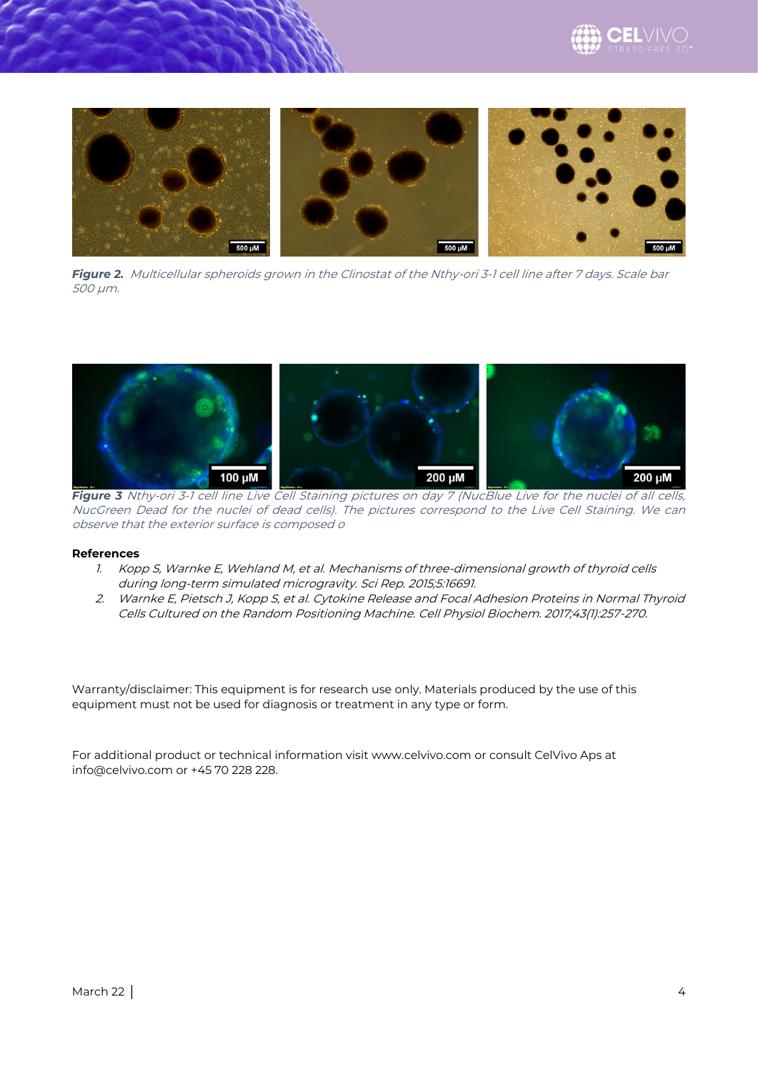***Figure 2.*** *Multicellular spheroids grown in the Clinostat of the Nthy-ori 3-1 cell line after 7 days. Scale bar 500 µm.*

***Figure 3*** *Nthy-ori 3-1 cell line Live Cell Staining pictures on day 7 (NucBlue Live for the nuclei of all cells, NucGreen Dead for the nuclei of dead cells). The pictures correspond to the Live Cell Staining. We can observe that the exterior surface is composed o*

**References**

1. *Kopp S, Warnke E, Wehland M, et al. Mechanisms of three-dimensional growth of thyroid cells during long-term simulated microgravity. Sci Rep. 2015;5:16691.*
2. *Warnke E, Pietsch J, Kopp S, et al. Cytokine Release and Focal Adhesion Proteins in Normal Thyroid Cells Cultured on the Random Positioning Machine. Cell Physiol Biochem. 2017;43(1):257-270.*

Warranty/disclaimer: This equipment is for research use only. Materials produced by the use of this equipment must not be used for diagnosis or treatment in any type or form.

For additional product or technical information visit www.celvivo.com or consult CelVivo Aps at info@celvivo.com or +45 70 228 228.